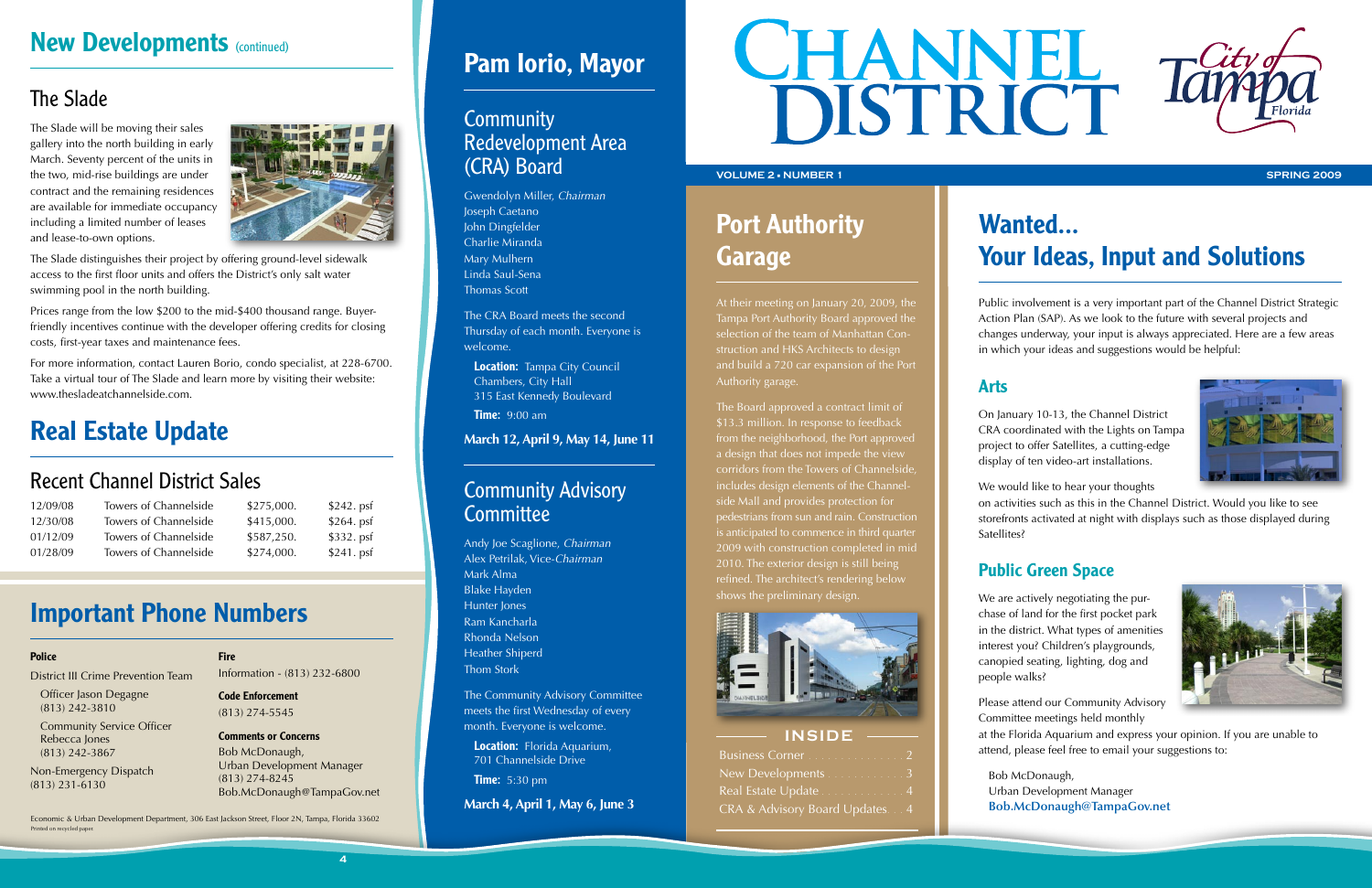## New Developments (continued)

### The Slade

The Slade will be moving their sales gallery into the north building in early March. Seventy percent of the units in the two, mid-rise buildings are under contract and the remaining residences are available for immediate occupancy including a limited number of leases and lease-to-own options.

The Slade distinguishes their project by offering ground-level sidewalk access to the first floor units and offers the District's only salt water swimming pool in the north building.

Prices range from the low $200 to the mid-$400 thousand range. Buyer-friendly incentives continue with the developer offering credits for closing costs, first-year taxes and maintenance fees.

For more information, contact Lauren Borio, condo specialist, at 228-6700. Take a virtual tour of The Slade and learn more by visiting their website: www.thesladeatchannelside.com.

## Real Estate Update

### Recent Channel District Sales

| | | | |
|---|---|---|---|
| 12/09/08 | Towers of Channelside | $275,000. | $242. psf |
| 12/30/08 | Towers of Channelside | $415,000. | $264. psf |
| 01/12/09 | Towers of Channelside | $587,250. | $332. psf |
| 01/28/09 | Towers of Channelside | $274,000. | $241. psf |

## Important Phone Numbers

**Police**

District III Crime Prevention Team

Officer Jason Degagne
(813) 242-3810

Community Service Officer Rebecca Jones
(813) 242-3867

Non-Emergency Dispatch
(813) 231-6130

**Fire**

Information - (813) 232-6800

**Code Enforcement**

(813) 274-5545

**Comments or Concerns**

Bob McDonaugh,
Urban Development Manager
(813) 274-8245
Bob.McDonaugh@TampaGov.net

Economic & Urban Development Department, 306 East Jackson Street, Floor 2N, Tampa, Florida 33602
Printed on recycled paper

## Pam Iorio, Mayor

### Community Redevelopment Area (CRA) Board

Gwendolyn Miller, *Chairman*
Joseph Caetano
John Dingfelder
Charlie Miranda
Mary Mulhern
Linda Saul-Sena
Thomas Scott

The CRA Board meets the second Thursday of each month. Everyone is welcome.

**Location:** Tampa City Council Chambers, City Hall
315 East Kennedy Boulevard

**Time:** 9:00 am

**March 12, April 9, May 14, June 11**

### Community Advisory Committee

Andy Joe Scaglione, *Chairman*
Alex Petrilak, Vice-*Chairman*
Mark Alma
Blake Hayden
Hunter Jones
Ram Kancharla
Rhonda Nelson
Heather Shiperd
Thom Stork

The Community Advisory Committee meets the first Wednesday of every month. Everyone is welcome.

**Location:** Florida Aquarium,
701 Channelside Drive

**Time:** 5:30 pm

**March 4, April 1, May 6, June 3**

# Channel District

City of Tampa Florida

VOLUME 2 • NUMBER 1 — SPRING 2009

## Port Authority Garage

At their meeting on January 20, 2009, the Tampa Port Authority Board approved the selection of the team of Manhattan Construction and HKS Architects to design and build a 720 car expansion of the Port Authority garage.

The Board approved a contract limit of $13.3 million. In response to feedback from the neighborhood, the Port approved a design that does not impede the view corridors from the Towers of Channelside, includes design elements of the Channelside Mall and provides protection for pedestrians from sun and rain. Construction is anticipated to commence in third quarter 2009 with construction completed in mid 2010. The exterior design is still being refined. The architect's rendering below shows the preliminary design.

### INSIDE

| | |
|---|---|
| Business Corner | 2 |
| New Developments | 3 |
| Real Estate Update | 4 |
| CRA & Advisory Board Updates | 4 |

## Wanted... Your Ideas, Input and Solutions

Public involvement is a very important part of the Channel District Strategic Action Plan (SAP). As we look to the future with several projects and changes underway, your input is always appreciated. Here are a few areas in which your ideas and suggestions would be helpful:

### Arts

On January 10-13, the Channel District CRA coordinated with the Lights on Tampa project to offer Satellites, a cutting-edge display of ten video-art installations.

We would like to hear your thoughts on activities such as this in the Channel District. Would you like to see storefronts activated at night with displays such as those displayed during Satellites?

### Public Green Space

We are actively negotiating the purchase of land for the first pocket park in the district. What types of amenities interest you? Children's playgrounds, canopied seating, lighting, dog and people walks?

Please attend our Community Advisory Committee meetings held monthly at the Florida Aquarium and express your opinion. If you are unable to attend, please feel free to email your suggestions to:

Bob McDonaugh,
Urban Development Manager
**Bob.McDonaugh@TampaGov.net**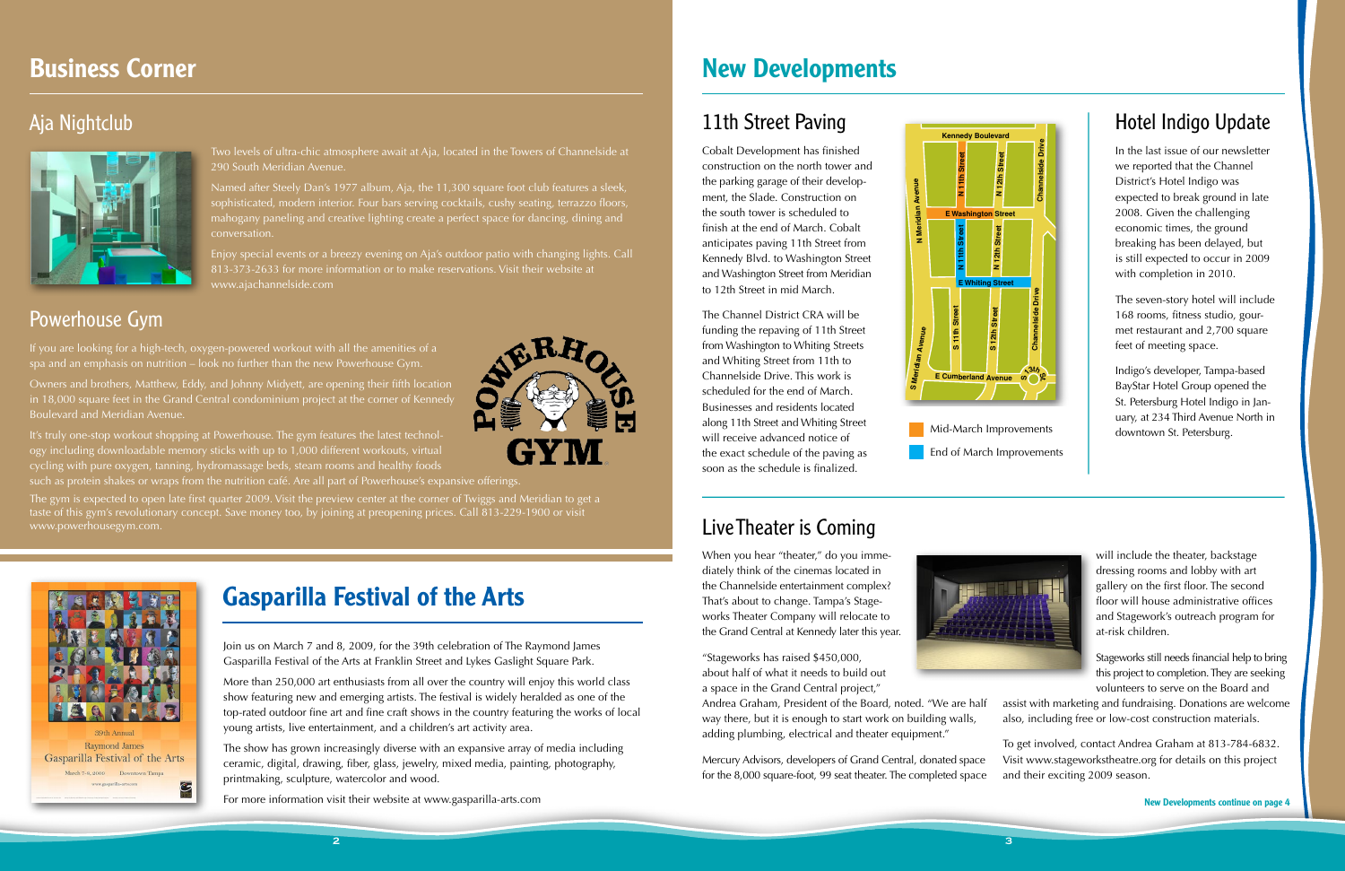# Business Corner

## Aja Nightclub

Two levels of ultra-chic atmosphere await at Aja, located in the Towers of Channelside at 290 South Meridian Avenue.

Named after Steely Dan's 1977 album, Aja, the 11,300 square foot club features a sleek, sophisticated, modern interior. Four bars serving cocktails, cushy seating, terrazzo floors, mahogany paneling and creative lighting create a perfect space for dancing, dining and conversation.

Enjoy special events or a breezy evening on Aja's outdoor patio with changing lights. Call 813-373-2633 for more information or to make reservations. Visit their website at www.ajachannelside.com

## Powerhouse Gym

If you are looking for a high-tech, oxygen-powered workout with all the amenities of a spa and an emphasis on nutrition – look no further than the new Powerhouse Gym.

Owners and brothers, Matthew, Eddy, and Johnny Midyett, are opening their fifth location in 18,000 square feet in the Grand Central condominium project at the corner of Kennedy Boulevard and Meridian Avenue.

It's truly one-stop workout shopping at Powerhouse. The gym features the latest technology including downloadable memory sticks with up to 1,000 different workouts, virtual cycling with pure oxygen, tanning, hydromassage beds, steam rooms and healthy foods such as protein shakes or wraps from the nutrition café. Are all part of Powerhouse's expansive offerings.

The gym is expected to open late first quarter 2009. Visit the preview center at the corner of Twiggs and Meridian to get a taste of this gym's revolutionary concept. Save money too, by joining at preopening prices. Call 813-229-1900 or visit www.powerhousegym.com.

# Gasparilla Festival of the Arts

Join us on March 7 and 8, 2009, for the 39th celebration of The Raymond James Gasparilla Festival of the Arts at Franklin Street and Lykes Gaslight Square Park.

More than 250,000 art enthusiasts from all over the country will enjoy this world class show featuring new and emerging artists. The festival is widely heralded as one of the top-rated outdoor fine art and fine craft shows in the country featuring the works of local young artists, live entertainment, and a children's art activity area.

The show has grown increasingly diverse with an expansive array of media including ceramic, digital, drawing, fiber, glass, jewelry, mixed media, painting, photography, printmaking, sculpture, watercolor and wood.

For more information visit their website at www.gasparilla-arts.com

# New Developments

## 11th Street Paving

Cobalt Development has finished construction on the north tower and the parking garage of their development, the Slade. Construction on the south tower is scheduled to finish at the end of March. Cobalt anticipates paving 11th Street from Kennedy Blvd. to Washington Street and Washington Street from Meridian to 12th Street in mid March.

The Channel District CRA will be funding the repaving of 11th Street from Washington to Whiting Streets and Whiting Street from 11th to Channelside Drive. This work is scheduled for the end of March. Businesses and residents located along 11th Street and Whiting Street will receive advanced notice of the exact schedule of the paving as soon as the schedule is finalized.

Kennedy Boulevard
N 11th Street
N 12th Street
Channelside Drive
N Meridian Avenue
E Washington Street
E Whiting Street
S Meridian Avenue
S 11th Street
S 12th Street
E Cumberland Avenue
S 13th St

Mid-March Improvements

End of March Improvements

## Hotel Indigo Update

In the last issue of our newsletter we reported that the Channel District's Hotel Indigo was expected to break ground in late 2008. Given the challenging economic times, the ground breaking has been delayed, but is still expected to occur in 2009 with completion in 2010.

The seven-story hotel will include 168 rooms, fitness studio, gourmet restaurant and 2,700 square feet of meeting space.

Indigo's developer, Tampa-based BayStar Hotel Group opened the St. Petersburg Hotel Indigo in January, at 234 Third Avenue North in downtown St. Petersburg.

## Live Theater is Coming

When you hear "theater," do you immediately think of the cinemas located in the Channelside entertainment complex? That's about to change. Tampa's Stageworks Theater Company will relocate to the Grand Central at Kennedy later this year.

"Stageworks has raised $450,000, about half of what it needs to build out a space in the Grand Central project," Andrea Graham, President of the Board, noted. "We are half way there, but it is enough to start work on building walls, adding plumbing, electrical and theater equipment."

Mercury Advisors, developers of Grand Central, donated space for the 8,000 square-foot, 99 seat theater. The completed space will include the theater, backstage dressing rooms and lobby with art gallery on the first floor. The second floor will house administrative offices and Stagework's outreach program for at-risk children.

Stageworks still needs financial help to bring this project to completion. They are seeking volunteers to serve on the Board and assist with marketing and fundraising. Donations are welcome also, including free or low-cost construction materials.

To get involved, contact Andrea Graham at 813-784-6832. Visit www.stageworkstheatre.org for details on this project and their exciting 2009 season.

**New Developments continue on page 4**